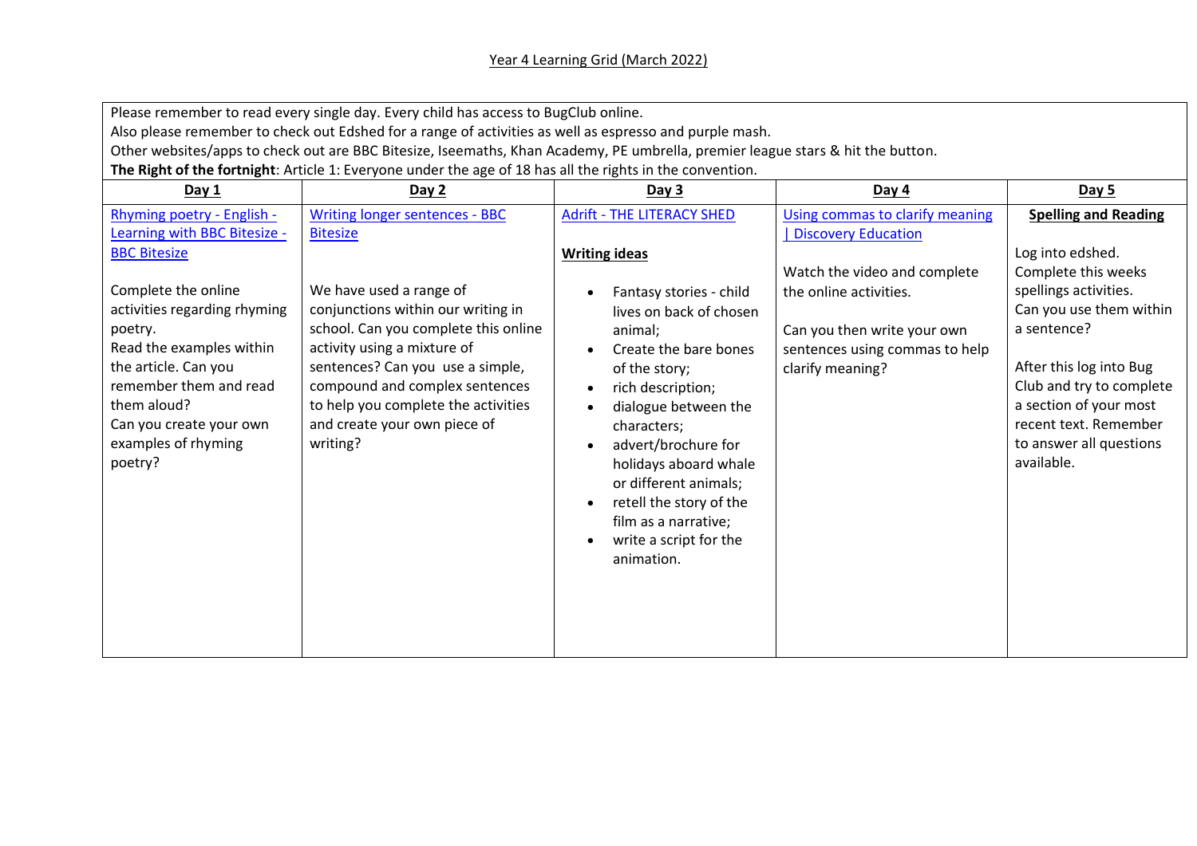Year 4 Learning Grid (March 2022)

Please remember to read every single day. Every child has access to BugClub online.
Also please remember to check out Edshed for a range of activities as well as espresso and purple mash.
Other websites/apps to check out are BBC Bitesize, Iseemaths, Khan Academy, PE umbrella, premier league stars & hit the button.
**The Right of the fortnight**: Article 1: Everyone under the age of 18 has all the rights in the convention.

| Day 1 | Day 2 | Day 3 | Day 4 | Day 5 |
|---|---|---|---|---|
| Rhyming poetry - English - Learning with BBC Bitesize - BBC Bitesize<br><br>Complete the online activities regarding rhyming poetry.<br>Read the examples within the article. Can you remember them and read them aloud?<br>Can you create your own examples of rhyming poetry? | Writing longer sentences - BBC Bitesize<br><br>We have used a range of conjunctions within our writing in school. Can you complete this online activity using a mixture of sentences? Can you use a simple, compound and complex sentences to help you complete the activities and create your own piece of writing? | Adrift - THE LITERACY SHED<br><br>**Writing ideas**<br><br>• Fantasy stories - child lives on back of chosen animal;<br>• Create the bare bones of the story;<br>• rich description;<br>• dialogue between the characters;<br>• advert/brochure for holidays aboard whale or different animals;<br>• retell the story of the film as a narrative;<br>• write a script for the animation. | Using commas to clarify meaning \| Discovery Education<br><br>Watch the video and complete the online activities.<br><br>Can you then write your own sentences using commas to help clarify meaning? | **Spelling and Reading**<br><br>Log into edshed.<br>Complete this weeks spellings activities.<br>Can you use them within a sentence?<br><br>After this log into Bug Club and try to complete a section of your most recent text. Remember to answer all questions available. |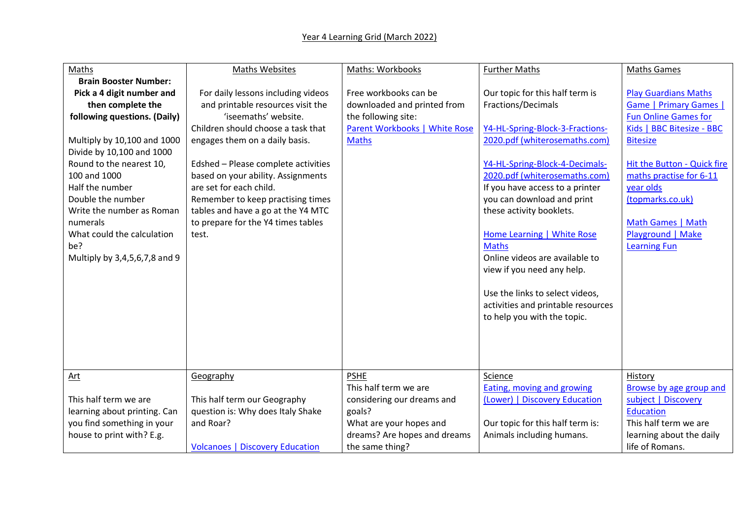Year 4 Learning Grid (March 2022)

| Maths | Maths Websites | Maths: Workbooks | Further Maths | Maths Games |
|---|---|---|---|---|
| **Brain Booster Number: Pick a 4 digit number and then complete the following questions. (Daily)**<br><br>Multiply by 10,100 and 1000<br>Divide by 10,100 and 1000<br>Round to the nearest 10, 100 and 1000<br>Half the number<br>Double the number<br>Write the number as Roman numerals<br>What could the calculation be?<br>Multiply by 3,4,5,6,7,8 and 9 | For daily lessons including videos and printable resources visit the 'iseemaths' website.<br>Children should choose a task that engages them on a daily basis.<br><br>Edshed – Please complete activities based on your ability. Assignments are set for each child.<br>Remember to keep practising times tables and have a go at the Y4 MTC to prepare for the Y4 times tables test. | Free workbooks can be downloaded and printed from the following site:<br>Parent Workbooks \| White Rose Maths | Our topic for this half term is Fractions/Decimals<br><br>Y4-HL-Spring-Block-3-Fractions-2020.pdf (whiterosemaths.com)<br><br>Y4-HL-Spring-Block-4-Decimals-2020.pdf (whiterosemaths.com)<br>If you have access to a printer you can download and print these activity booklets.<br><br>Home Learning \| White Rose Maths<br>Online videos are available to view if you need any help.<br><br>Use the links to select videos, activities and printable resources to help you with the topic. | Play Guardians Maths Game \| Primary Games \| Fun Online Games for Kids \| BBC Bitesize - BBC Bitesize<br><br>Hit the Button - Quick fire maths practise for 6-11 year olds (topmarks.co.uk)<br><br>Math Games \| Math Playground \| Make Learning Fun |
| Art<br><br>This half term we are learning about printing. Can you find something in your house to print with? E.g. | Geography<br><br>This half term our Geography question is: Why does Italy Shake and Roar?<br><br>Volcanoes \| Discovery Education | PSHE<br>This half term we are considering our dreams and goals?<br>What are your hopes and dreams? Are hopes and dreams the same thing? | Science<br>Eating, moving and growing (Lower) \| Discovery Education<br><br>Our topic for this half term is: Animals including humans. | History<br>Browse by age group and subject \| Discovery Education<br>This half term we are learning about the daily life of Romans. |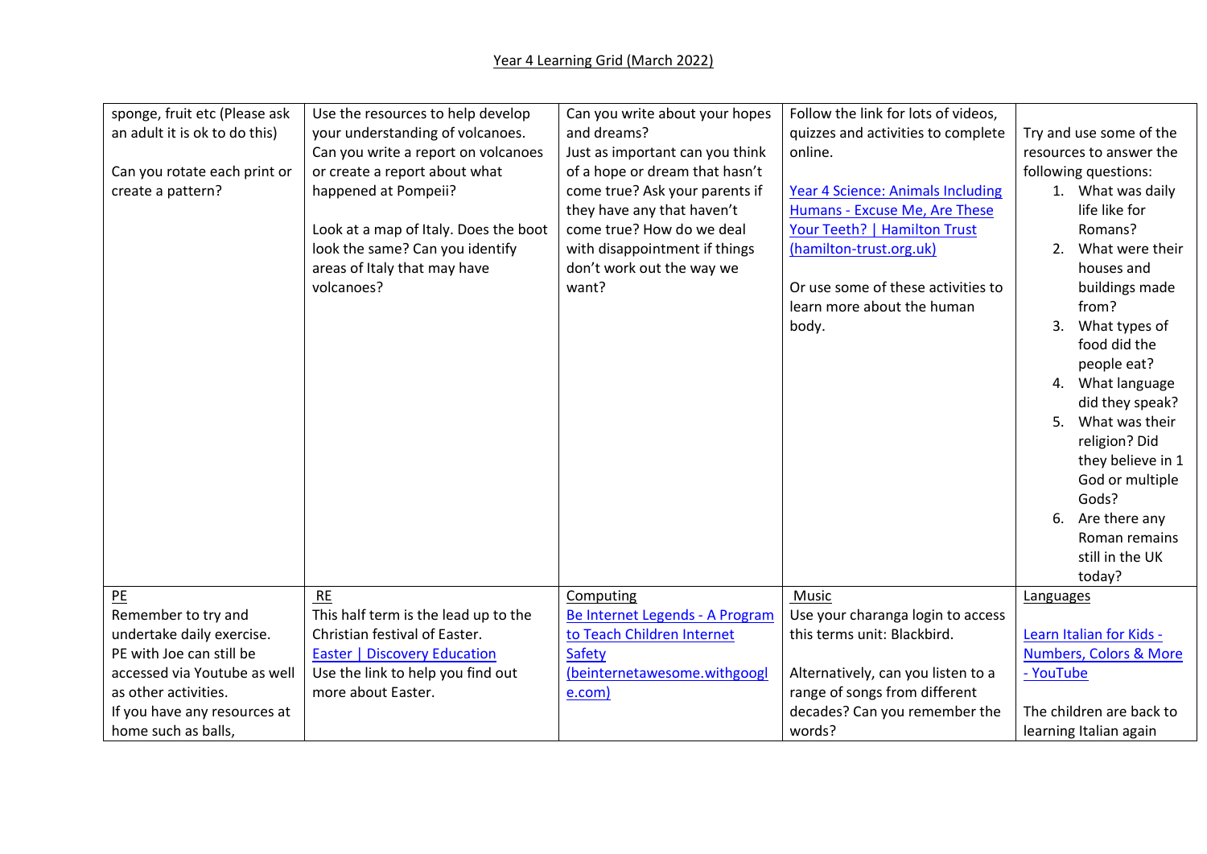Year 4 Learning Grid (March 2022)

| | | | | |
|---|---|---|---|---|
| sponge, fruit etc (Please ask an adult it is ok to do this)<br><br>Can you rotate each print or create a pattern? | Use the resources to help develop your understanding of volcanoes. Can you write a report on volcanoes or create a report about what happened at Pompeii?<br><br>Look at a map of Italy. Does the boot look the same? Can you identify areas of Italy that may have volcanoes? | Can you write about your hopes and dreams?<br>Just as important can you think of a hope or dream that hasn't come true? Ask your parents if they have any that haven't come true? How do we deal with disappointment if things don't work out the way we want? | Follow the link for lots of videos, quizzes and activities to complete online.<br><br>Year 4 Science: Animals Including Humans - Excuse Me, Are These Your Teeth? \| Hamilton Trust (hamilton-trust.org.uk)<br><br>Or use some of these activities to learn more about the human body. | Try and use some of the resources to answer the following questions:<br>1. What was daily life like for Romans?<br>2. What were their houses and buildings made from?<br>3. What types of food did the people eat?<br>4. What language did they speak?<br>5. What was their religion? Did they believe in 1 God or multiple Gods?<br>6. Are there any Roman remains still in the UK today? |
| PE<br>Remember to try and undertake daily exercise. PE with Joe can still be accessed via Youtube as well as other activities.<br>If you have any resources at home such as balls, | RE<br>This half term is the lead up to the Christian festival of Easter.<br>Easter \| Discovery Education<br>Use the link to help you find out more about Easter. | Computing<br>Be Internet Legends - A Program to Teach Children Internet Safety (beinternetawesome.withgoogle.com) | Music<br>Use your charanga login to access this terms unit: Blackbird.<br><br>Alternatively, can you listen to a range of songs from different decades? Can you remember the words? | Languages<br><br>Learn Italian for Kids - Numbers, Colors & More - YouTube<br><br>The children are back to learning Italian again |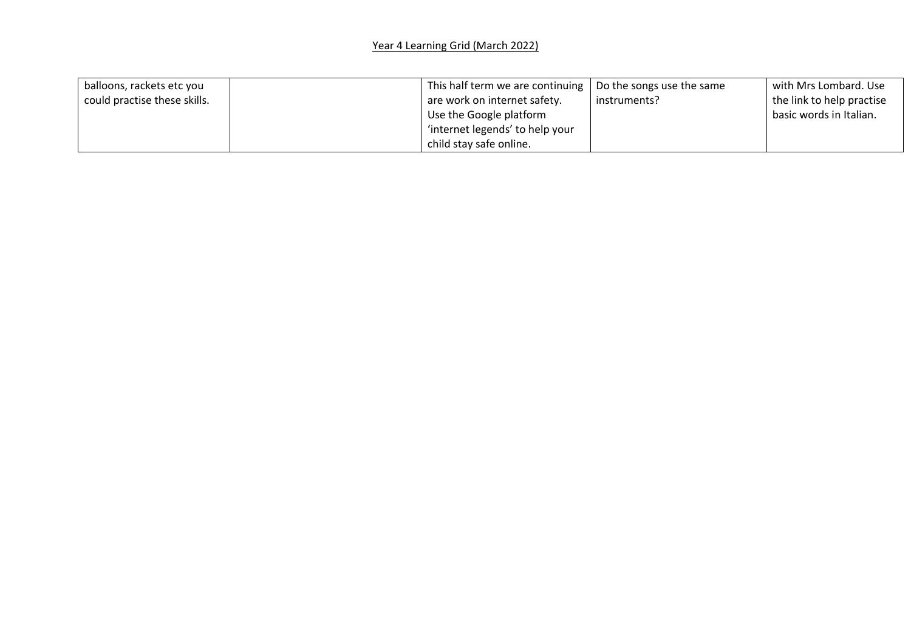Year 4 Learning Grid (March 2022)

| | | | | |
|---|---|---|---|---|
| balloons, rackets etc you could practise these skills. | | This half term we are continuing are work on internet safety. Use the Google platform 'internet legends' to help your child stay safe online. | Do the songs use the same instruments? | with Mrs Lombard. Use the link to help practise basic words in Italian. |